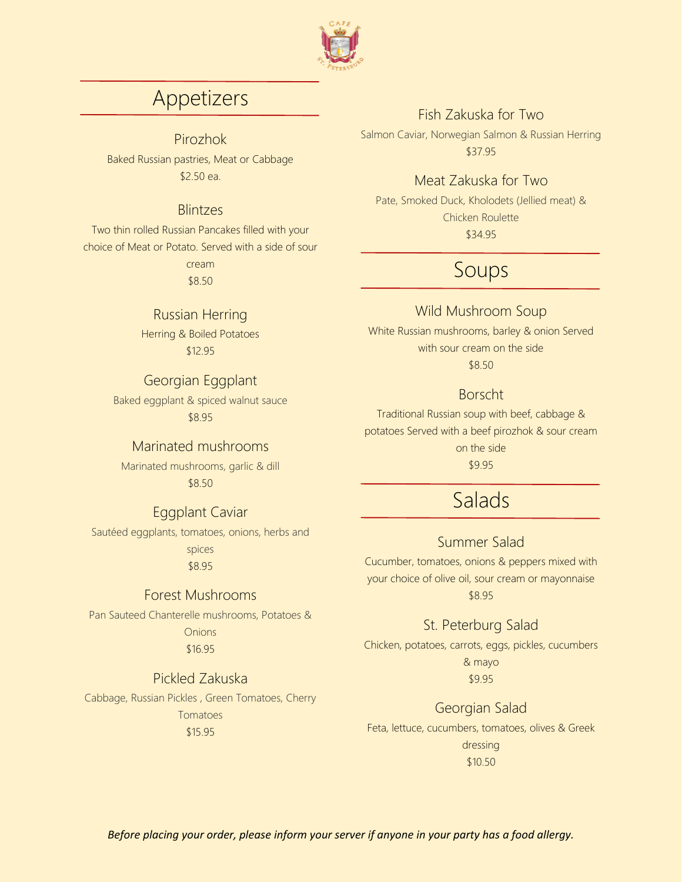## Appetizers

### Pirozhok
Baked Russian pastries, Meat or Cabbage
$2.50 ea.

### Blintzes
Two thin rolled Russian Pancakes filled with your choice of Meat or Potato. Served with a side of sour cream
$8.50

### Russian Herring
Herring & Boiled Potatoes
$12.95

### Georgian Eggplant
Baked eggplant & spiced walnut sauce
$8.95

### Marinated mushrooms
Marinated mushrooms, garlic & dill
$8.50

### Eggplant Caviar
Sautéed eggplants, tomatoes, onions, herbs and spices
$8.95

### Forest Mushrooms
Pan Sauteed Chanterelle mushrooms, Potatoes & Onions
$16.95

### Pickled Zakuska
Cabbage, Russian Pickles , Green Tomatoes, Cherry Tomatoes
$15.95

### Fish Zakuska for Two
Salmon Caviar, Norwegian Salmon & Russian Herring
$37.95

### Meat Zakuska for Two
Pate, Smoked Duck, Kholodets (Jellied meat) & Chicken Roulette
$34.95

## Soups

### Wild Mushroom Soup
White Russian mushrooms, barley & onion Served with sour cream on the side
$8.50

### Borscht
Traditional Russian soup with beef, cabbage & potatoes Served with a beef pirozhok & sour cream on the side
$9.95

## Salads

### Summer Salad
Cucumber, tomatoes, onions & peppers mixed with your choice of olive oil, sour cream or mayonnaise
$8.95

### St. Peterburg Salad
Chicken, potatoes, carrots, eggs, pickles, cucumbers & mayo
$9.95

### Georgian Salad
Feta, lettuce, cucumbers, tomatoes, olives & Greek dressing
$10.50

*Before placing your order, please inform your server if anyone in your party has a food allergy.*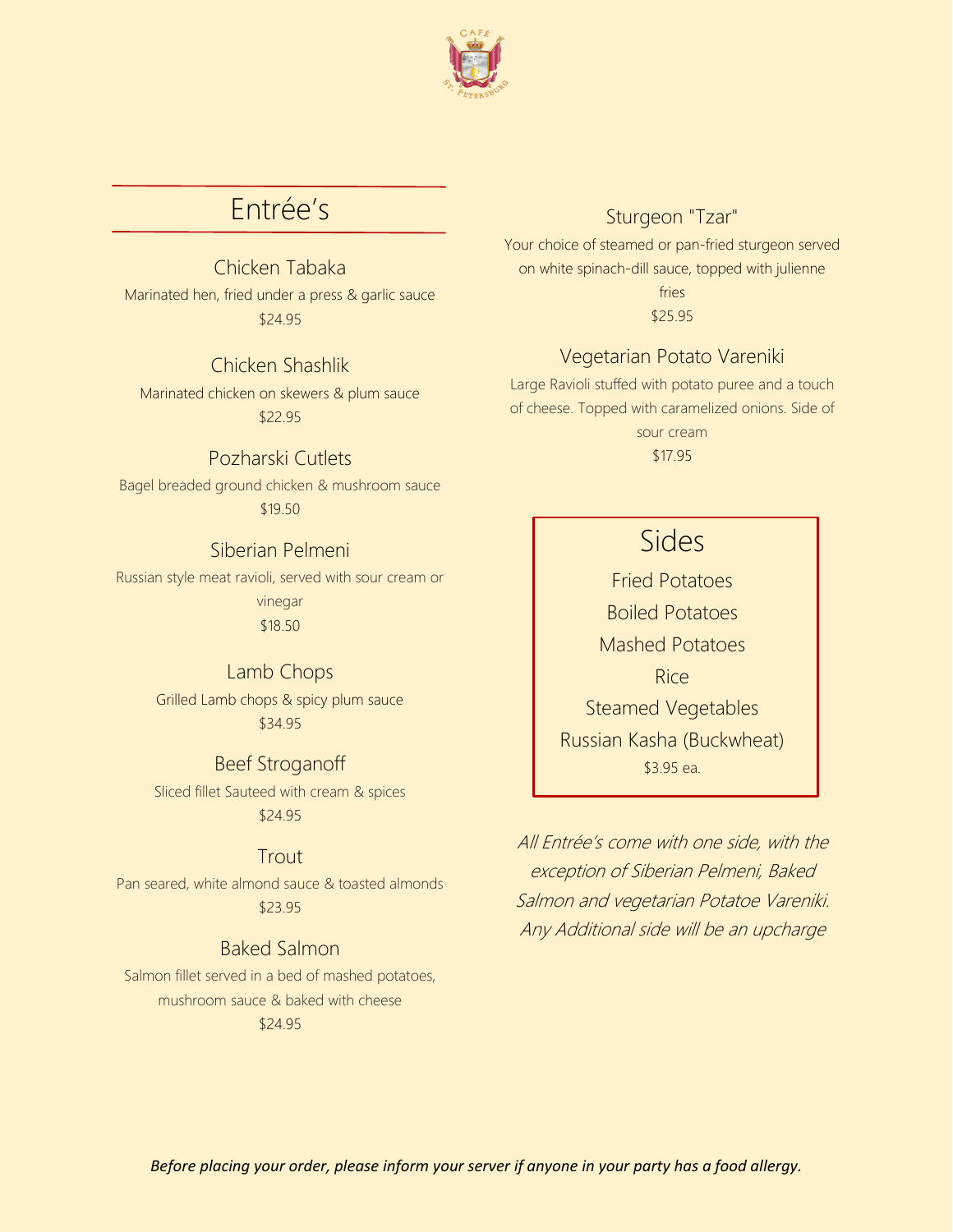## Entrée's

### Chicken Tabaka
Marinated hen, fried under a press & garlic sauce
$24.95

### Chicken Shashlik
Marinated chicken on skewers & plum sauce
$22.95

### Pozharski Cutlets
Bagel breaded ground chicken & mushroom sauce
$19.50

### Siberian Pelmeni
Russian style meat ravioli, served with sour cream or vinegar
$18.50

### Lamb Chops
Grilled Lamb chops & spicy plum sauce
$34.95

### Beef Stroganoff
Sliced fillet Sauteed with cream & spices
$24.95

### Trout
Pan seared, white almond sauce & toasted almonds
$23.95

### Baked Salmon
Salmon fillet served in a bed of mashed potatoes, mushroom sauce & baked with cheese
$24.95

### Sturgeon "Tzar"
Your choice of steamed or pan-fried sturgeon served on white spinach-dill sauce, topped with julienne fries
$25.95

### Vegetarian Potato Vareniki
Large Ravioli stuffed with potato puree and a touch of cheese. Topped with caramelized onions. Side of sour cream
$17.95

## Sides

Fried Potatoes
Boiled Potatoes
Mashed Potatoes
Rice
Steamed Vegetables
Russian Kasha (Buckwheat)
$3.95 ea.

*All Entrée's come with one side, with the exception of Siberian Pelmeni, Baked Salmon and vegetarian Potatoe Vareniki. Any Additional side will be an upcharge*

***Before placing your order, please inform your server if anyone in your party has a food allergy.***